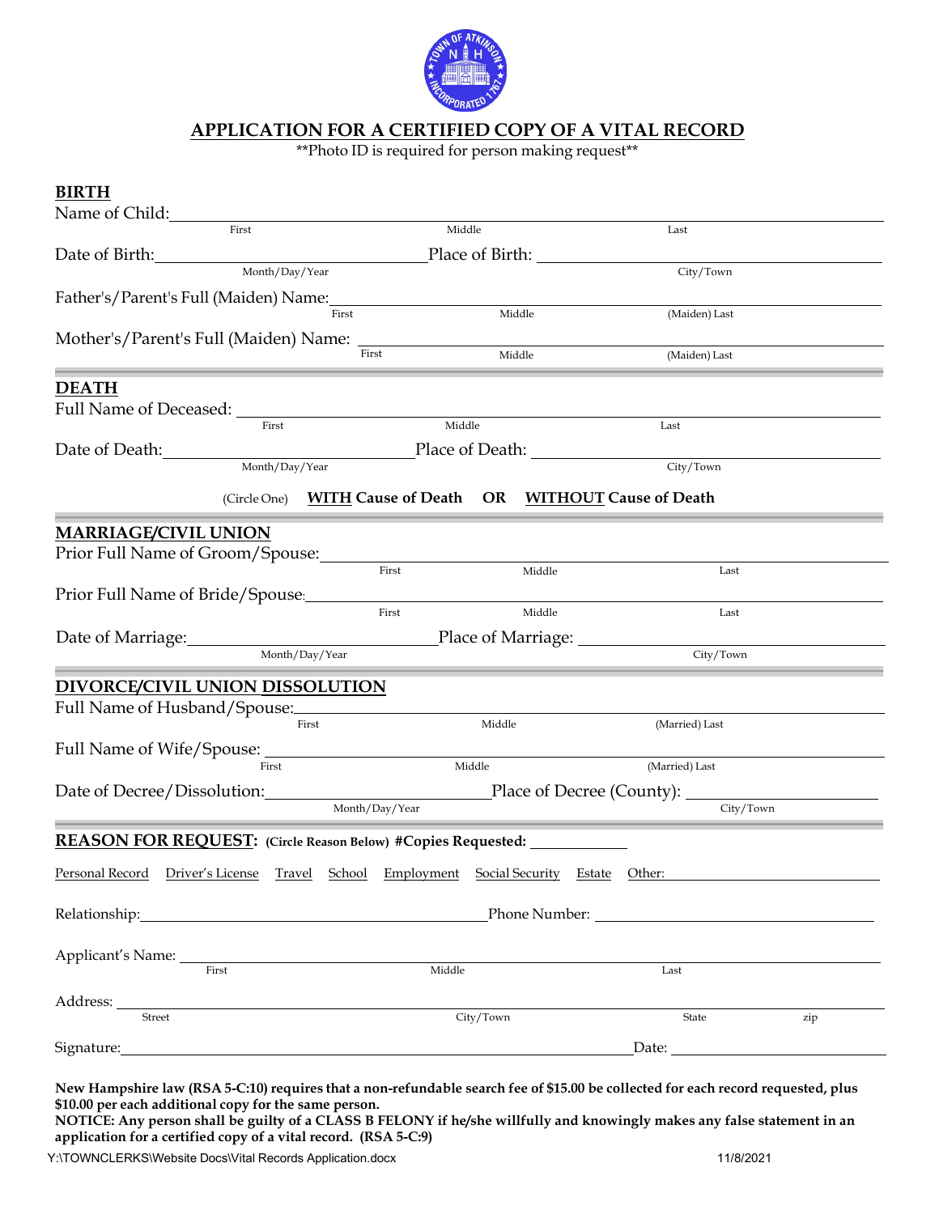# APPLICATION FOR A CERTIFIED COPY OF A VITAL RECORD

**Photo ID is required for person making request**

## BIRTH

Name of Child: ______________________________________________
First Middle Last

Date of Birth: ______________________ Place of Birth: ______________________
Month/Day/Year City/Town

Father's/Parent's Full (Maiden) Name: ______________________________________________
First Middle (Maiden) Last

Mother's/Parent's Full (Maiden) Name: ______________________________________________
First Middle (Maiden) Last

## DEATH

Full Name of Deceased: ______________________________________________
First Middle Last

Date of Death: ______________________ Place of Death: ______________________
Month/Day/Year City/Town

(Circle One) **WITH Cause of Death OR WITHOUT Cause of Death**

## MARRIAGE/CIVIL UNION

Prior Full Name of Groom/Spouse: ______________________________________________
First Middle Last

Prior Full Name of Bride/Spouse: ______________________________________________
First Middle Last

Date of Marriage: ______________________ Place of Marriage: ______________________
Month/Day/Year City/Town

## DIVORCE/CIVIL UNION DISSOLUTION

Full Name of Husband/Spouse: ______________________________________________
First Middle (Married) Last

Full Name of Wife/Spouse: ______________________________________________
First Middle (Married) Last

Date of Decree/Dissolution: ______________________ Place of Decree (County): ______________________
Month/Day/Year City/Town

## REASON FOR REQUEST: (Circle Reason Below) #Copies Requested: __________

Personal Record Driver's License Travel School Employment Social Security Estate Other: ______________________

Relationship: ______________________ Phone Number: ______________________

Applicant's Name: ______________________________________________
First Middle Last

Address: ______________________________________________
Street City/Town State zip

Signature: ______________________________________________ Date: ______________________

**New Hampshire law (RSA 5-C:10) requires that a non-refundable search fee of $15.00 be collected for each record requested, plus $10.00 per each additional copy for the same person.**

**NOTICE: Any person shall be guilty of a CLASS B FELONY if he/she willfully and knowingly makes any false statement in an application for a certified copy of a vital record. (RSA 5-C:9)**

Y:\TOWNCLERKS\Website Docs\Vital Records Application.docx 11/8/2021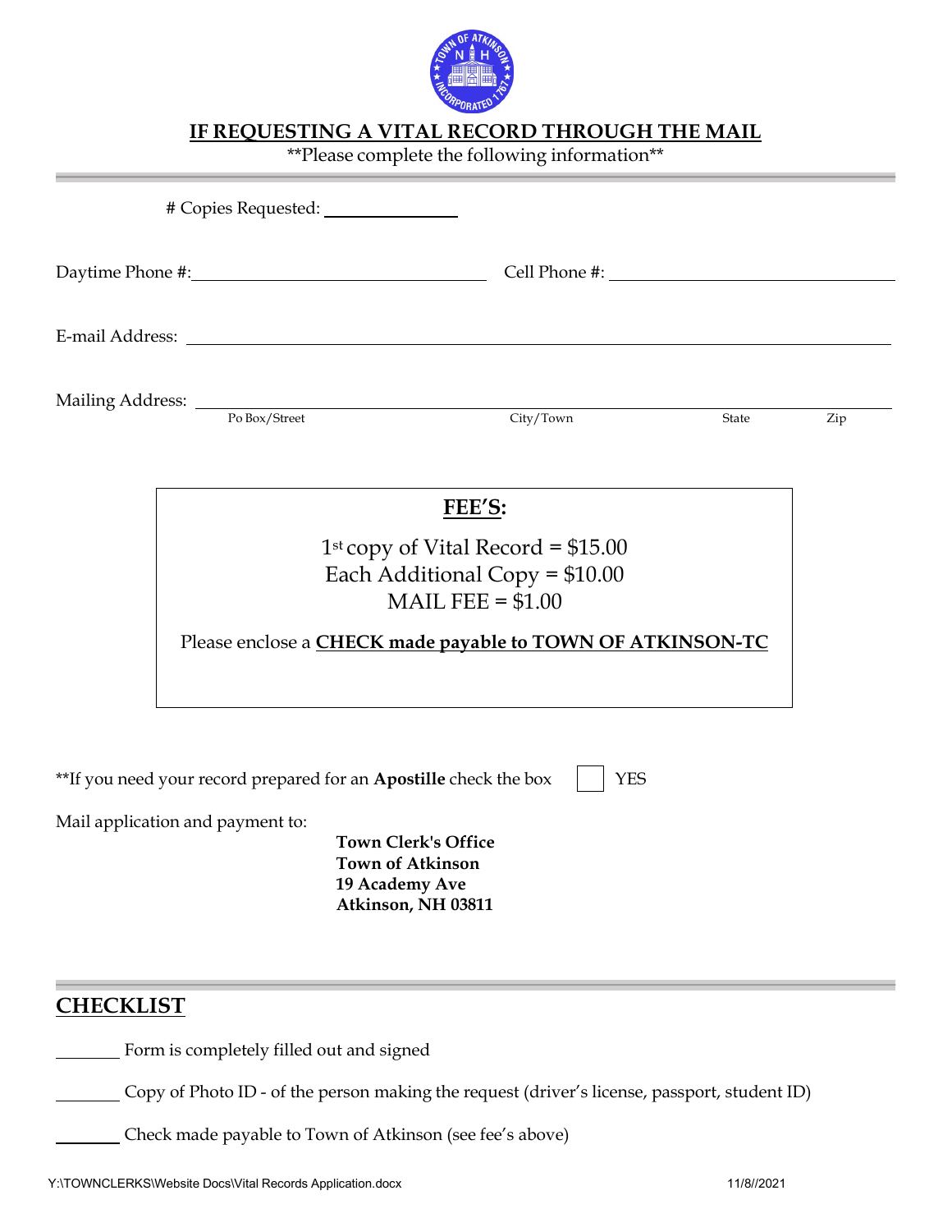# IF REQUESTING A VITAL RECORD THROUGH THE MAIL

**Please complete the following information**

# Copies Requested: ______________

Daytime Phone #: ______________________________ Cell Phone #: ______________________________

E-mail Address: ____________________________________________________________

Mailing Address: ____________________________________________________________

Po Box/Street City/Town State Zip

**FEE'S:**

1st copy of Vital Record = $15.00

Each Additional Copy = $10.00

MAIL FEE = $1.00

Please enclose a **CHECK made payable to TOWN OF ATKINSON-TC**

**If you need your record prepared for an **Apostille** check the box ☐ YES

Mail application and payment to:

**Town Clerk's Office**
**Town of Atkinson**
**19 Academy Ave**
**Atkinson, NH 03811**

## CHECKLIST

_______ Form is completely filled out and signed

_______ Copy of Photo ID - of the person making the request (driver's license, passport, student ID)

_______ Check made payable to Town of Atkinson (see fee's above)

Y:\TOWNCLERKS\Website Docs\Vital Records Application.docx 11/8//2021